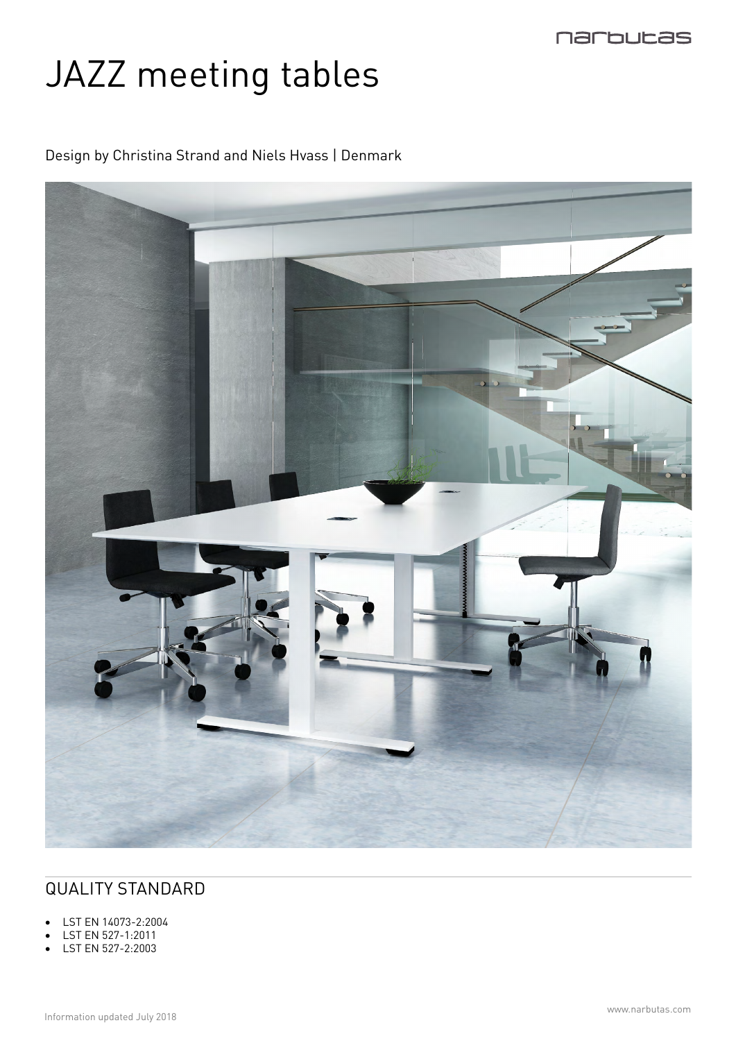# JAZZ meeting tables

Design by Christina Strand and Niels Hvass | Denmark

## QUALITY STANDARD

- LST EN 14073-2:2004
- LST EN 527-1:2011
- LST EN 527-2:2003

Information updated July 2018

www.narbutas.com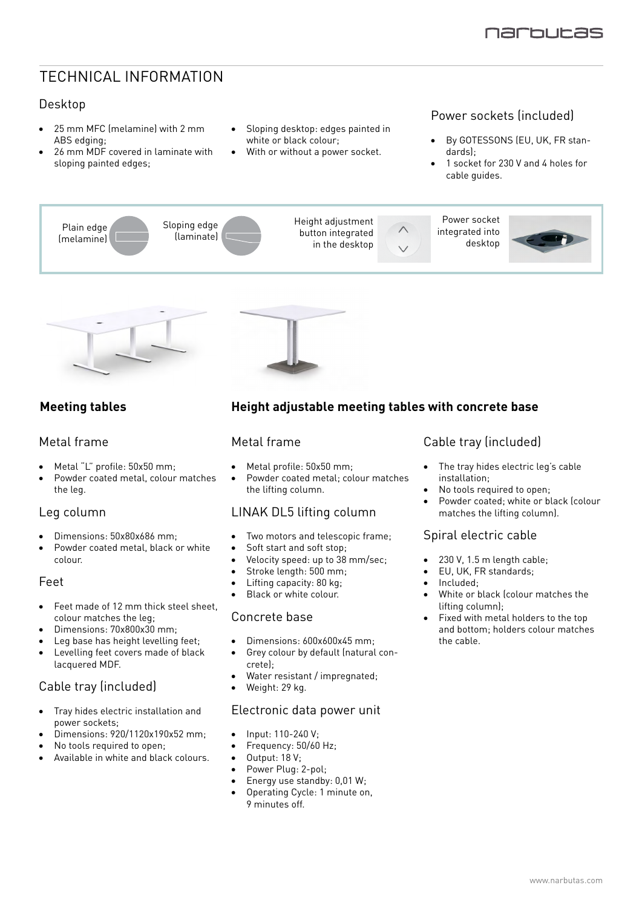# TECHNICAL INFORMATION

## Desktop

- 25 mm MFC (melamine) with 2 mm ABS edging;
- 26 mm MDF covered in laminate with sloping painted edges;
- Sloping desktop: edges painted in white or black colour;
- With or without a power socket.

## Power sockets (included)

- By GOTESSONS (EU, UK, FR standards);
- 1 socket for 230 V and 4 holes for cable guides.

Plain edge (melamine)

Sloping edge (laminate)

Height adjustment button integrated in the desktop

Power socket integrated into desktop

## Meeting tables

### Metal frame

- Metal "L" profile: 50x50 mm;
- Powder coated metal, colour matches the leg.

### Leg column

- Dimensions: 50x80x686 mm;
- Powder coated metal, black or white colour.

### Feet

- Feet made of 12 mm thick steel sheet, colour matches the leg;
- Dimensions: 70x800x30 mm;
- Leg base has height levelling feet;
- Levelling feet covers made of black lacquered MDF.

### Cable tray (included)

- Tray hides electric installation and power sockets;
- Dimensions: 920/1120x190x52 mm;
- No tools required to open;
- Available in white and black colours.

## Height adjustable meeting tables with concrete base

### Metal frame

- Metal profile: 50x50 mm;
- Powder coated metal; colour matches the lifting column.

### LINAK DL5 lifting column

- Two motors and telescopic frame;
- Soft start and soft stop;
- Velocity speed: up to 38 mm/sec;
- Stroke length: 500 mm;
- Lifting capacity: 80 kg;
- Black or white colour.

### Concrete base

- Dimensions: 600x600x45 mm;
- Grey colour by default (natural concrete);
- Water resistant / impregnated;
- Weight: 29 kg.

### Electronic data power unit

- Input: 110-240 V;
- Frequency: 50/60 Hz;
- Output: 18 V;
- Power Plug: 2-pol;
- Energy use standby: 0,01 W;
- Operating Cycle: 1 minute on, 9 minutes off.

### Cable tray (included)

- The tray hides electric leg's cable installation;
- No tools required to open;
- Powder coated; white or black (colour matches the lifting column).

### Spiral electric cable

- 230 V, 1.5 m length cable;
- EU, UK, FR standards;
- Included;
- White or black (colour matches the lifting column);
- Fixed with metal holders to the top and bottom; holders colour matches the cable.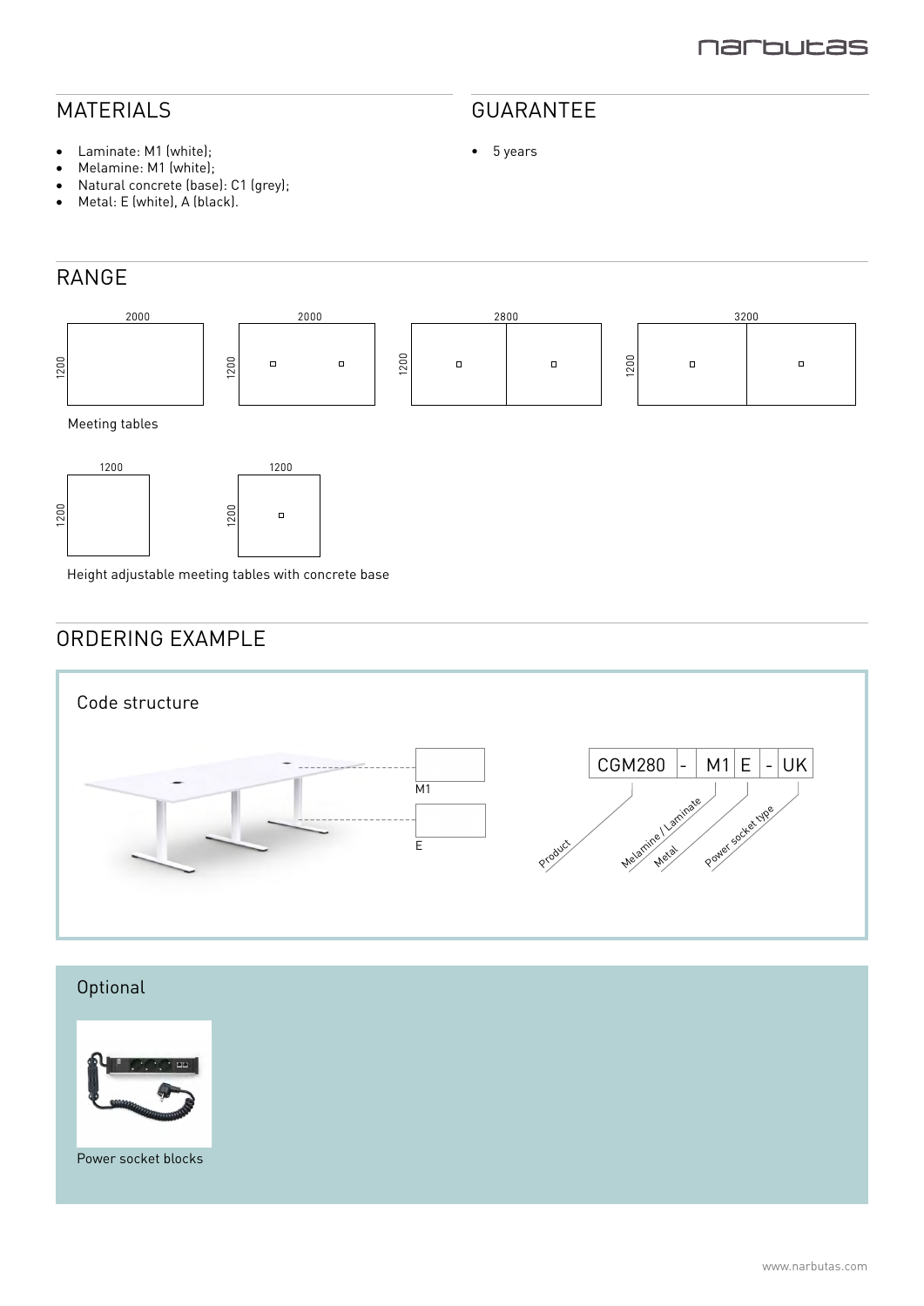## MATERIALS

- Laminate: M1 (white);
- Melamine: M1 (white);
- Natural concrete (base): C1 (grey);
- Metal: E (white), A (black).

## GUARANTEE

- 5 years

## RANGE

2000

1200

2000

1200

2800

1200

3200

1200

Meeting tables

1200

1200

1200

1200

Height adjustable meeting tables with concrete base

## ORDERING EXAMPLE

### Code structure

M1

E

CGM280 - M1 E - UK

Product

Melamine / Laminate

Metal

Power socket type

### Optional

Power socket blocks